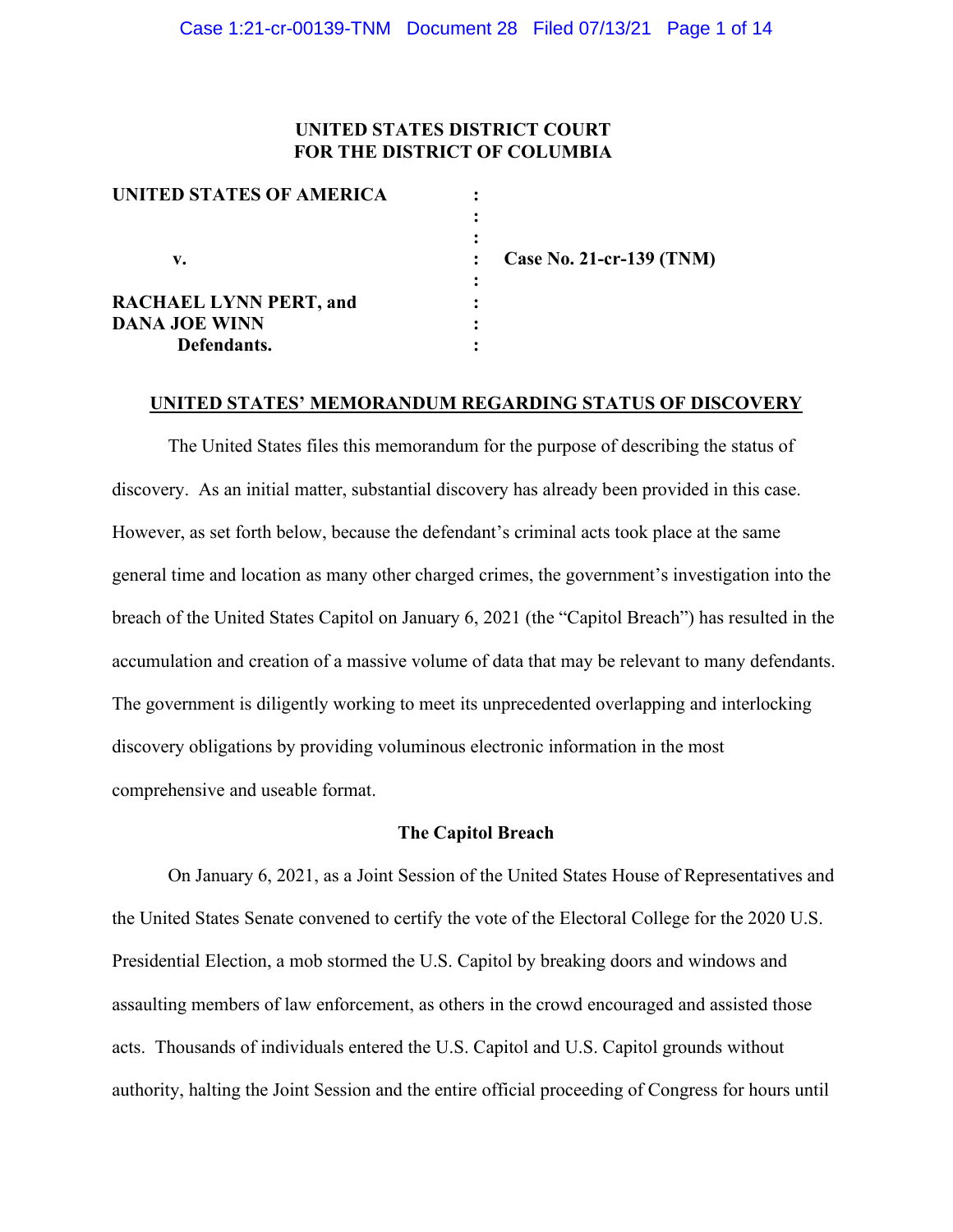**UNITED STATES DISTRICT COURT**
**FOR THE DISTRICT OF COLUMBIA**

| | | |
|---|---|---|
| **UNITED STATES OF AMERICA** | : | |
| | : | |
| | : | |
| v. | : | **Case No. 21-cr-139 (TNM)** |
| | : | |
| **RACHAEL LYNN PERT, and** | : | |
| **DANA JOE WINN** | : | |
| **Defendants.** | : | |

## UNITED STATES' MEMORANDUM REGARDING STATUS OF DISCOVERY

The United States files this memorandum for the purpose of describing the status of discovery. As an initial matter, substantial discovery has already been provided in this case. However, as set forth below, because the defendant's criminal acts took place at the same general time and location as many other charged crimes, the government's investigation into the breach of the United States Capitol on January 6, 2021 (the "Capitol Breach") has resulted in the accumulation and creation of a massive volume of data that may be relevant to many defendants. The government is diligently working to meet its unprecedented overlapping and interlocking discovery obligations by providing voluminous electronic information in the most comprehensive and useable format.

### The Capitol Breach

On January 6, 2021, as a Joint Session of the United States House of Representatives and the United States Senate convened to certify the vote of the Electoral College for the 2020 U.S. Presidential Election, a mob stormed the U.S. Capitol by breaking doors and windows and assaulting members of law enforcement, as others in the crowd encouraged and assisted those acts. Thousands of individuals entered the U.S. Capitol and U.S. Capitol grounds without authority, halting the Joint Session and the entire official proceeding of Congress for hours until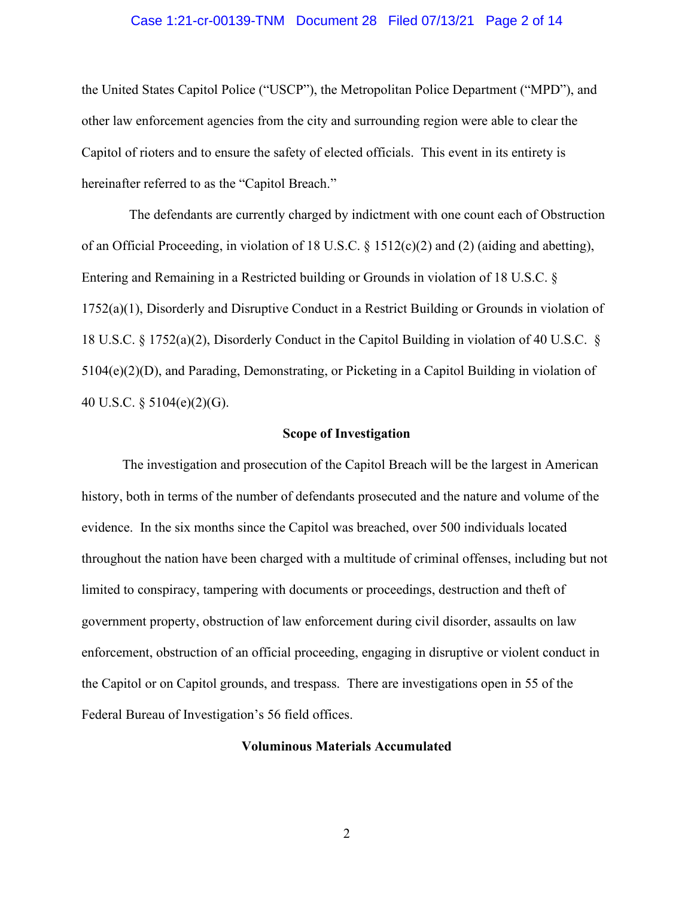the United States Capitol Police ("USCP"), the Metropolitan Police Department ("MPD"), and other law enforcement agencies from the city and surrounding region were able to clear the Capitol of rioters and to ensure the safety of elected officials. This event in its entirety is hereinafter referred to as the "Capitol Breach."

The defendants are currently charged by indictment with one count each of Obstruction of an Official Proceeding, in violation of 18 U.S.C. § 1512(c)(2) and (2) (aiding and abetting), Entering and Remaining in a Restricted building or Grounds in violation of 18 U.S.C. § 1752(a)(1), Disorderly and Disruptive Conduct in a Restrict Building or Grounds in violation of 18 U.S.C. § 1752(a)(2), Disorderly Conduct in the Capitol Building in violation of 40 U.S.C. § 5104(e)(2)(D), and Parading, Demonstrating, or Picketing in a Capitol Building in violation of 40 U.S.C. § 5104(e)(2)(G).

**Scope of Investigation**

The investigation and prosecution of the Capitol Breach will be the largest in American history, both in terms of the number of defendants prosecuted and the nature and volume of the evidence. In the six months since the Capitol was breached, over 500 individuals located throughout the nation have been charged with a multitude of criminal offenses, including but not limited to conspiracy, tampering with documents or proceedings, destruction and theft of government property, obstruction of law enforcement during civil disorder, assaults on law enforcement, obstruction of an official proceeding, engaging in disruptive or violent conduct in the Capitol or on Capitol grounds, and trespass. There are investigations open in 55 of the Federal Bureau of Investigation's 56 field offices.

**Voluminous Materials Accumulated**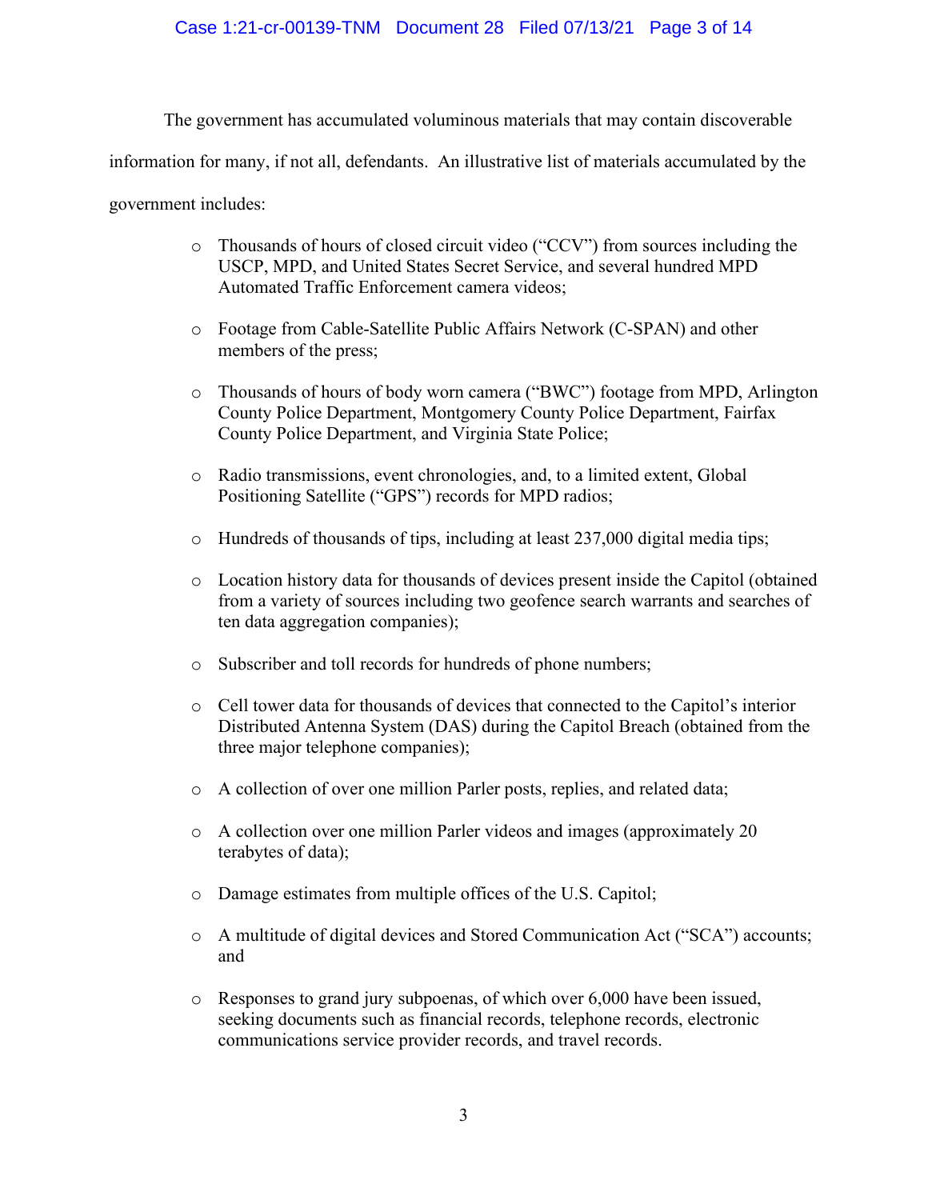The government has accumulated voluminous materials that may contain discoverable information for many, if not all, defendants. An illustrative list of materials accumulated by the government includes:

- Thousands of hours of closed circuit video ("CCV") from sources including the USCP, MPD, and United States Secret Service, and several hundred MPD Automated Traffic Enforcement camera videos;
- Footage from Cable-Satellite Public Affairs Network (C-SPAN) and other members of the press;
- Thousands of hours of body worn camera ("BWC") footage from MPD, Arlington County Police Department, Montgomery County Police Department, Fairfax County Police Department, and Virginia State Police;
- Radio transmissions, event chronologies, and, to a limited extent, Global Positioning Satellite ("GPS") records for MPD radios;
- Hundreds of thousands of tips, including at least 237,000 digital media tips;
- Location history data for thousands of devices present inside the Capitol (obtained from a variety of sources including two geofence search warrants and searches of ten data aggregation companies);
- Subscriber and toll records for hundreds of phone numbers;
- Cell tower data for thousands of devices that connected to the Capitol's interior Distributed Antenna System (DAS) during the Capitol Breach (obtained from the three major telephone companies);
- A collection of over one million Parler posts, replies, and related data;
- A collection over one million Parler videos and images (approximately 20 terabytes of data);
- Damage estimates from multiple offices of the U.S. Capitol;
- A multitude of digital devices and Stored Communication Act ("SCA") accounts; and
- Responses to grand jury subpoenas, of which over 6,000 have been issued, seeking documents such as financial records, telephone records, electronic communications service provider records, and travel records.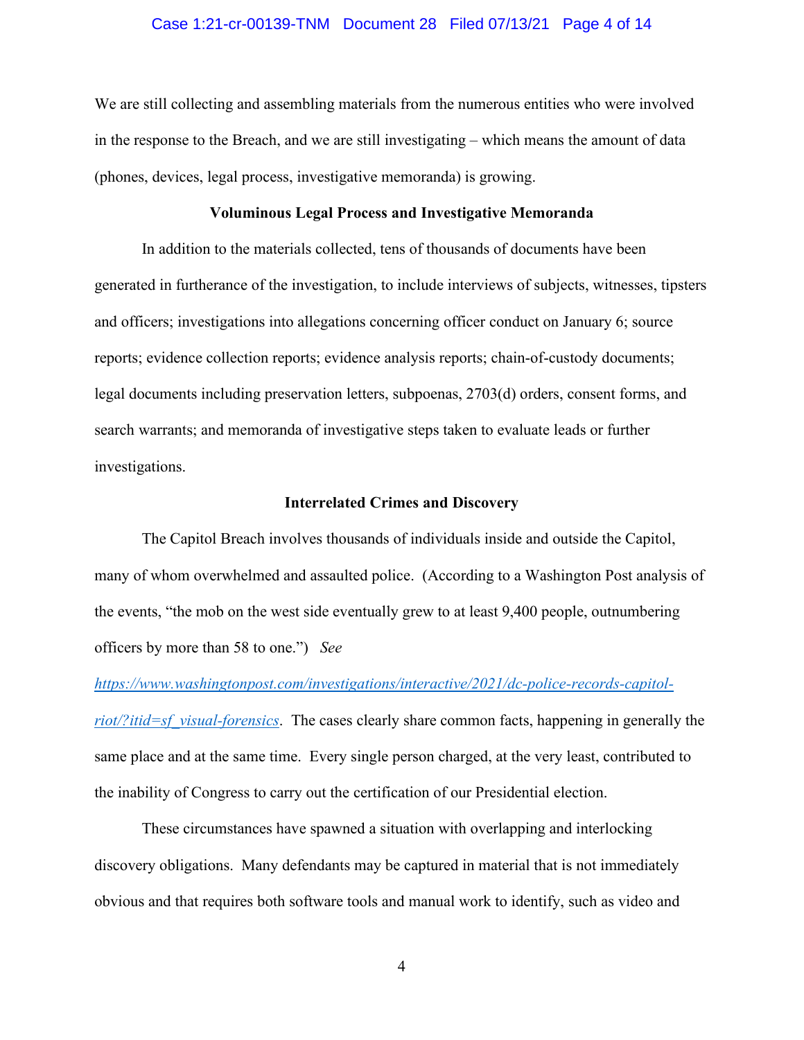We are still collecting and assembling materials from the numerous entities who were involved in the response to the Breach, and we are still investigating – which means the amount of data (phones, devices, legal process, investigative memoranda) is growing.

**Voluminous Legal Process and Investigative Memoranda**

In addition to the materials collected, tens of thousands of documents have been generated in furtherance of the investigation, to include interviews of subjects, witnesses, tipsters and officers; investigations into allegations concerning officer conduct on January 6; source reports; evidence collection reports; evidence analysis reports; chain-of-custody documents; legal documents including preservation letters, subpoenas, 2703(d) orders, consent forms, and search warrants; and memoranda of investigative steps taken to evaluate leads or further investigations.

**Interrelated Crimes and Discovery**

The Capitol Breach involves thousands of individuals inside and outside the Capitol, many of whom overwhelmed and assaulted police. (According to a Washington Post analysis of the events, "the mob on the west side eventually grew to at least 9,400 people, outnumbering officers by more than 58 to one.") *See* [https://www.washingtonpost.com/investigations/interactive/2021/dc-police-records-capitol-riot/?itid=sf_visual-forensics](https://www.washingtonpost.com/investigations/interactive/2021/dc-police-records-capitol-riot/?itid=sf_visual-forensics). The cases clearly share common facts, happening in generally the same place and at the same time. Every single person charged, at the very least, contributed to the inability of Congress to carry out the certification of our Presidential election.

These circumstances have spawned a situation with overlapping and interlocking discovery obligations. Many defendants may be captured in material that is not immediately obvious and that requires both software tools and manual work to identify, such as video and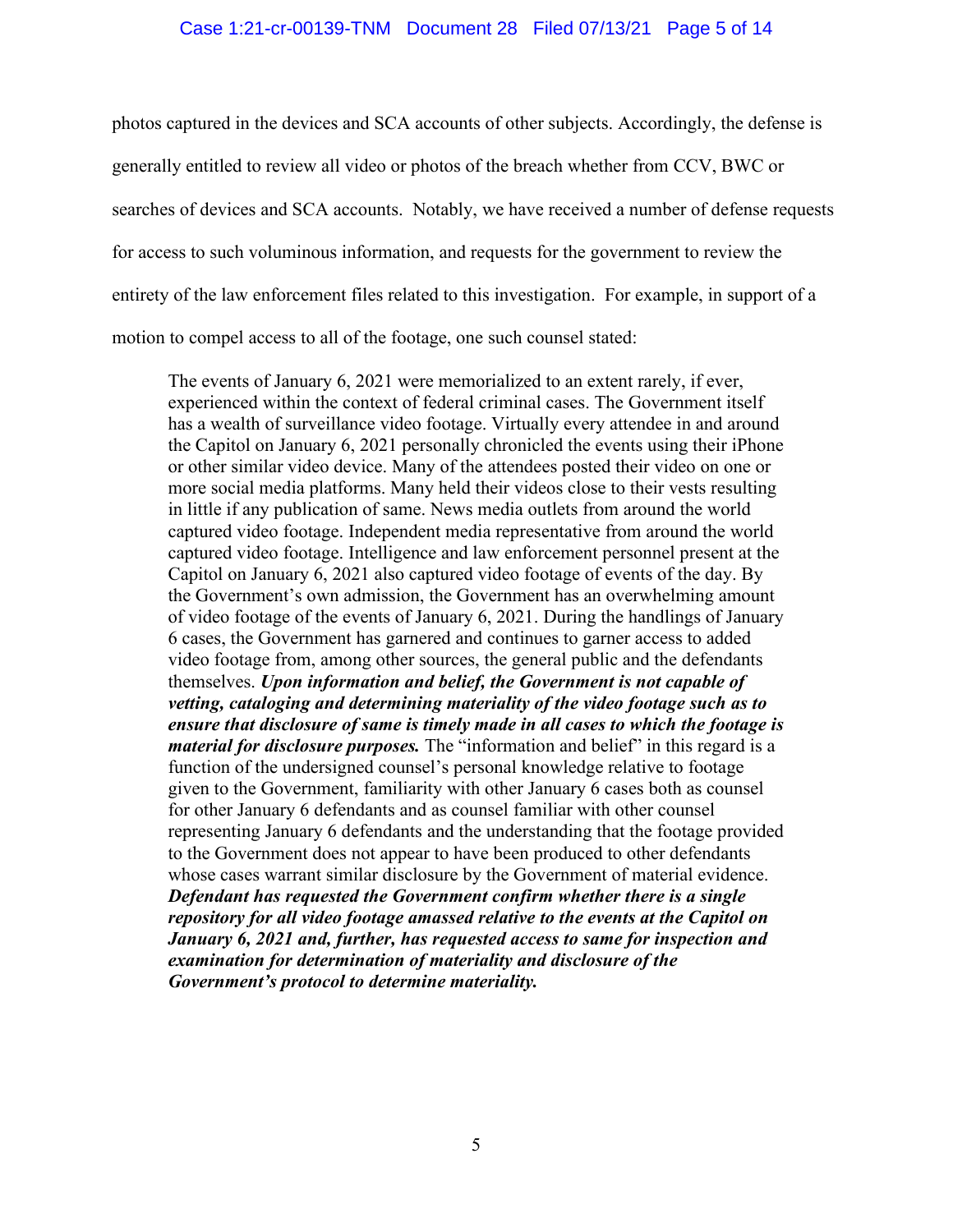photos captured in the devices and SCA accounts of other subjects. Accordingly, the defense is generally entitled to review all video or photos of the breach whether from CCV, BWC or searches of devices and SCA accounts. Notably, we have received a number of defense requests for access to such voluminous information, and requests for the government to review the entirety of the law enforcement files related to this investigation. For example, in support of a motion to compel access to all of the footage, one such counsel stated:

> The events of January 6, 2021 were memorialized to an extent rarely, if ever, experienced within the context of federal criminal cases. The Government itself has a wealth of surveillance video footage. Virtually every attendee in and around the Capitol on January 6, 2021 personally chronicled the events using their iPhone or other similar video device. Many of the attendees posted their video on one or more social media platforms. Many held their videos close to their vests resulting in little if any publication of same. News media outlets from around the world captured video footage. Independent media representative from around the world captured video footage. Intelligence and law enforcement personnel present at the Capitol on January 6, 2021 also captured video footage of events of the day. By the Government's own admission, the Government has an overwhelming amount of video footage of the events of January 6, 2021. During the handlings of January 6 cases, the Government has garnered and continues to garner access to added video footage from, among other sources, the general public and the defendants themselves. ***Upon information and belief, the Government is not capable of vetting, cataloging and determining materiality of the video footage such as to ensure that disclosure of same is timely made in all cases to which the footage is material for disclosure purposes.*** The "information and belief" in this regard is a function of the undersigned counsel's personal knowledge relative to footage given to the Government, familiarity with other January 6 cases both as counsel for other January 6 defendants and as counsel familiar with other counsel representing January 6 defendants and the understanding that the footage provided to the Government does not appear to have been produced to other defendants whose cases warrant similar disclosure by the Government of material evidence. ***Defendant has requested the Government confirm whether there is a single repository for all video footage amassed relative to the events at the Capitol on January 6, 2021 and, further, has requested access to same for inspection and examination for determination of materiality and disclosure of the Government's protocol to determine materiality.***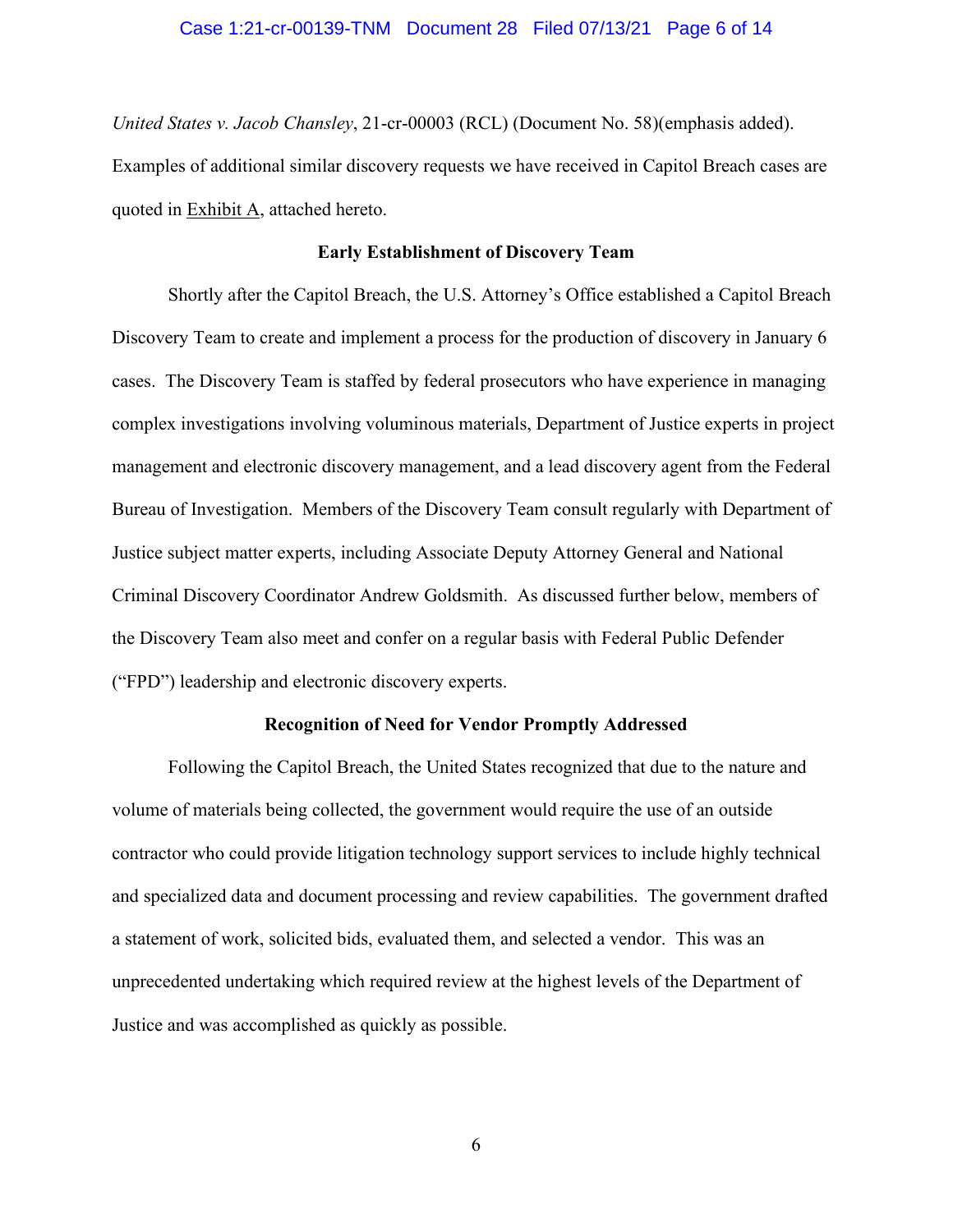*United States v. Jacob Chansley*, 21-cr-00003 (RCL) (Document No. 58)(emphasis added). Examples of additional similar discovery requests we have received in Capitol Breach cases are quoted in Exhibit A, attached hereto.

**Early Establishment of Discovery Team**

Shortly after the Capitol Breach, the U.S. Attorney's Office established a Capitol Breach Discovery Team to create and implement a process for the production of discovery in January 6 cases. The Discovery Team is staffed by federal prosecutors who have experience in managing complex investigations involving voluminous materials, Department of Justice experts in project management and electronic discovery management, and a lead discovery agent from the Federal Bureau of Investigation. Members of the Discovery Team consult regularly with Department of Justice subject matter experts, including Associate Deputy Attorney General and National Criminal Discovery Coordinator Andrew Goldsmith. As discussed further below, members of the Discovery Team also meet and confer on a regular basis with Federal Public Defender ("FPD") leadership and electronic discovery experts.

**Recognition of Need for Vendor Promptly Addressed**

Following the Capitol Breach, the United States recognized that due to the nature and volume of materials being collected, the government would require the use of an outside contractor who could provide litigation technology support services to include highly technical and specialized data and document processing and review capabilities. The government drafted a statement of work, solicited bids, evaluated them, and selected a vendor. This was an unprecedented undertaking which required review at the highest levels of the Department of Justice and was accomplished as quickly as possible.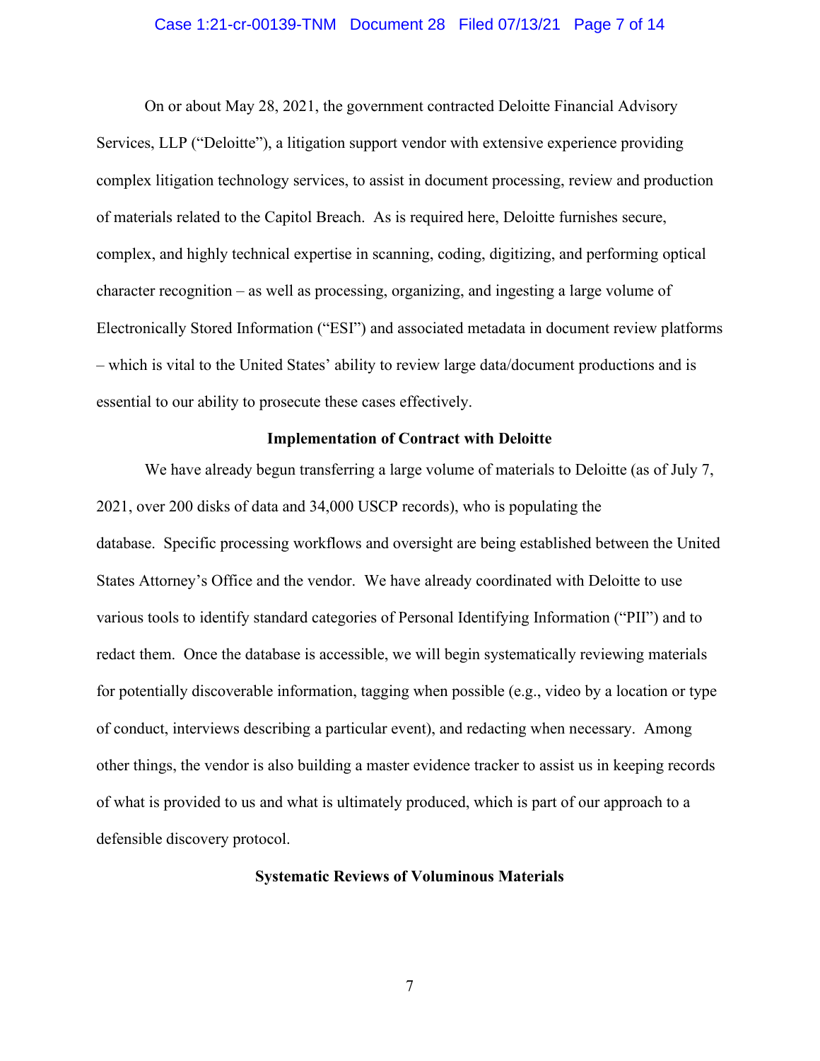On or about May 28, 2021, the government contracted Deloitte Financial Advisory Services, LLP ("Deloitte"), a litigation support vendor with extensive experience providing complex litigation technology services, to assist in document processing, review and production of materials related to the Capitol Breach. As is required here, Deloitte furnishes secure, complex, and highly technical expertise in scanning, coding, digitizing, and performing optical character recognition – as well as processing, organizing, and ingesting a large volume of Electronically Stored Information ("ESI") and associated metadata in document review platforms – which is vital to the United States' ability to review large data/document productions and is essential to our ability to prosecute these cases effectively.

**Implementation of Contract with Deloitte**

We have already begun transferring a large volume of materials to Deloitte (as of July 7, 2021, over 200 disks of data and 34,000 USCP records), who is populating the database. Specific processing workflows and oversight are being established between the United States Attorney's Office and the vendor. We have already coordinated with Deloitte to use various tools to identify standard categories of Personal Identifying Information ("PII") and to redact them. Once the database is accessible, we will begin systematically reviewing materials for potentially discoverable information, tagging when possible (e.g., video by a location or type of conduct, interviews describing a particular event), and redacting when necessary. Among other things, the vendor is also building a master evidence tracker to assist us in keeping records of what is provided to us and what is ultimately produced, which is part of our approach to a defensible discovery protocol.

**Systematic Reviews of Voluminous Materials**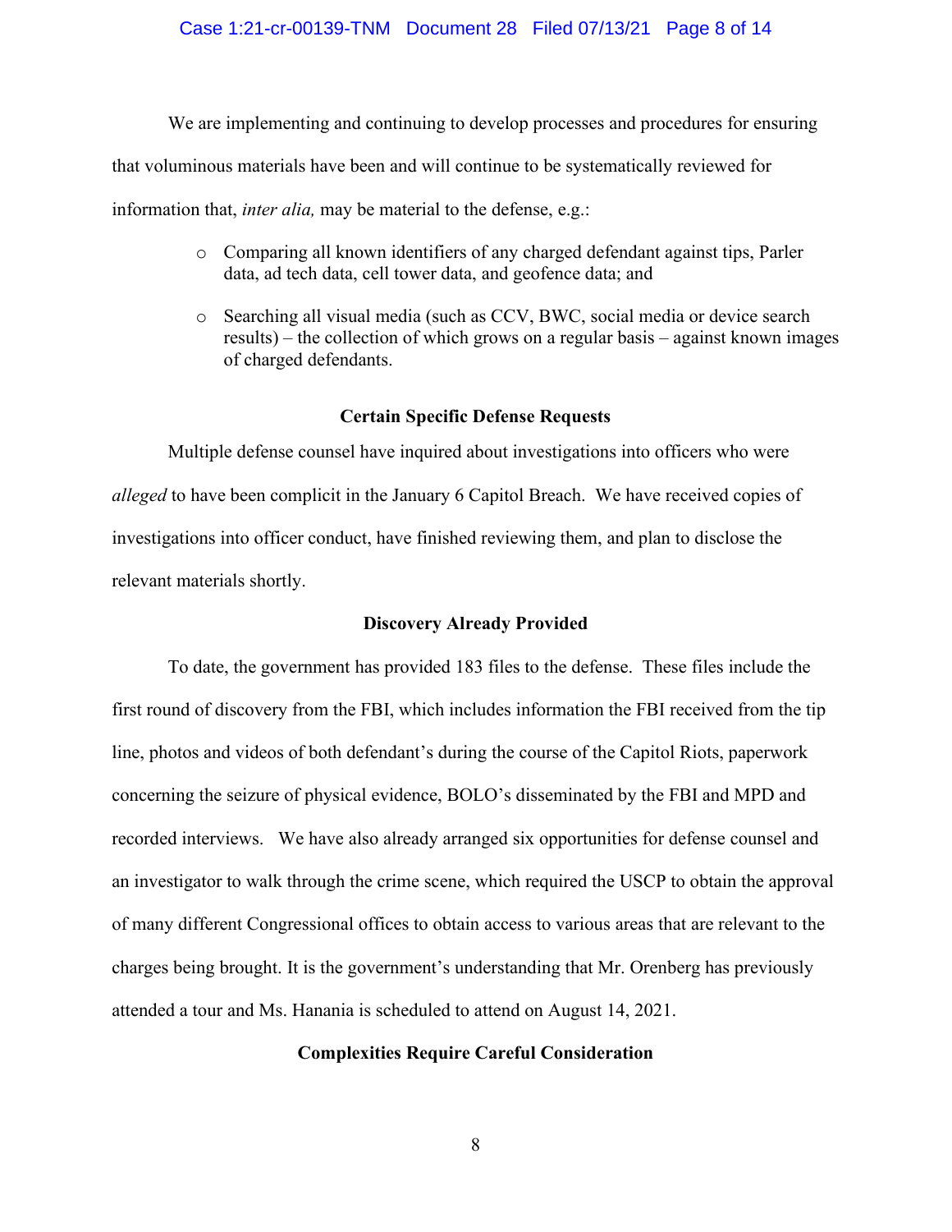We are implementing and continuing to develop processes and procedures for ensuring that voluminous materials have been and will continue to be systematically reviewed for information that, *inter alia,* may be material to the defense, e.g.:

- Comparing all known identifiers of any charged defendant against tips, Parler data, ad tech data, cell tower data, and geofence data; and
- Searching all visual media (such as CCV, BWC, social media or device search results) – the collection of which grows on a regular basis – against known images of charged defendants.

**Certain Specific Defense Requests**

Multiple defense counsel have inquired about investigations into officers who were *alleged* to have been complicit in the January 6 Capitol Breach. We have received copies of investigations into officer conduct, have finished reviewing them, and plan to disclose the relevant materials shortly.

**Discovery Already Provided**

To date, the government has provided 183 files to the defense. These files include the first round of discovery from the FBI, which includes information the FBI received from the tip line, photos and videos of both defendant's during the course of the Capitol Riots, paperwork concerning the seizure of physical evidence, BOLO's disseminated by the FBI and MPD and recorded interviews. We have also already arranged six opportunities for defense counsel and an investigator to walk through the crime scene, which required the USCP to obtain the approval of many different Congressional offices to obtain access to various areas that are relevant to the charges being brought. It is the government's understanding that Mr. Orenberg has previously attended a tour and Ms. Hanania is scheduled to attend on August 14, 2021.

**Complexities Require Careful Consideration**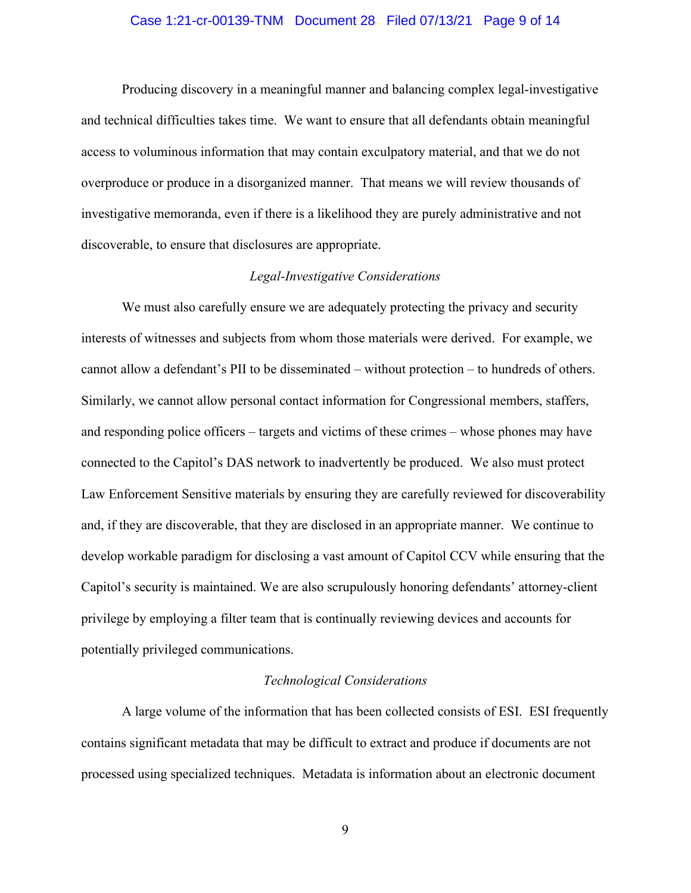Producing discovery in a meaningful manner and balancing complex legal-investigative and technical difficulties takes time. We want to ensure that all defendants obtain meaningful access to voluminous information that may contain exculpatory material, and that we do not overproduce or produce in a disorganized manner. That means we will review thousands of investigative memoranda, even if there is a likelihood they are purely administrative and not discoverable, to ensure that disclosures are appropriate.

*Legal-Investigative Considerations*

We must also carefully ensure we are adequately protecting the privacy and security interests of witnesses and subjects from whom those materials were derived. For example, we cannot allow a defendant's PII to be disseminated – without protection – to hundreds of others. Similarly, we cannot allow personal contact information for Congressional members, staffers, and responding police officers – targets and victims of these crimes – whose phones may have connected to the Capitol's DAS network to inadvertently be produced. We also must protect Law Enforcement Sensitive materials by ensuring they are carefully reviewed for discoverability and, if they are discoverable, that they are disclosed in an appropriate manner. We continue to develop workable paradigm for disclosing a vast amount of Capitol CCV while ensuring that the Capitol's security is maintained. We are also scrupulously honoring defendants' attorney-client privilege by employing a filter team that is continually reviewing devices and accounts for potentially privileged communications.

*Technological Considerations*

A large volume of the information that has been collected consists of ESI. ESI frequently contains significant metadata that may be difficult to extract and produce if documents are not processed using specialized techniques. Metadata is information about an electronic document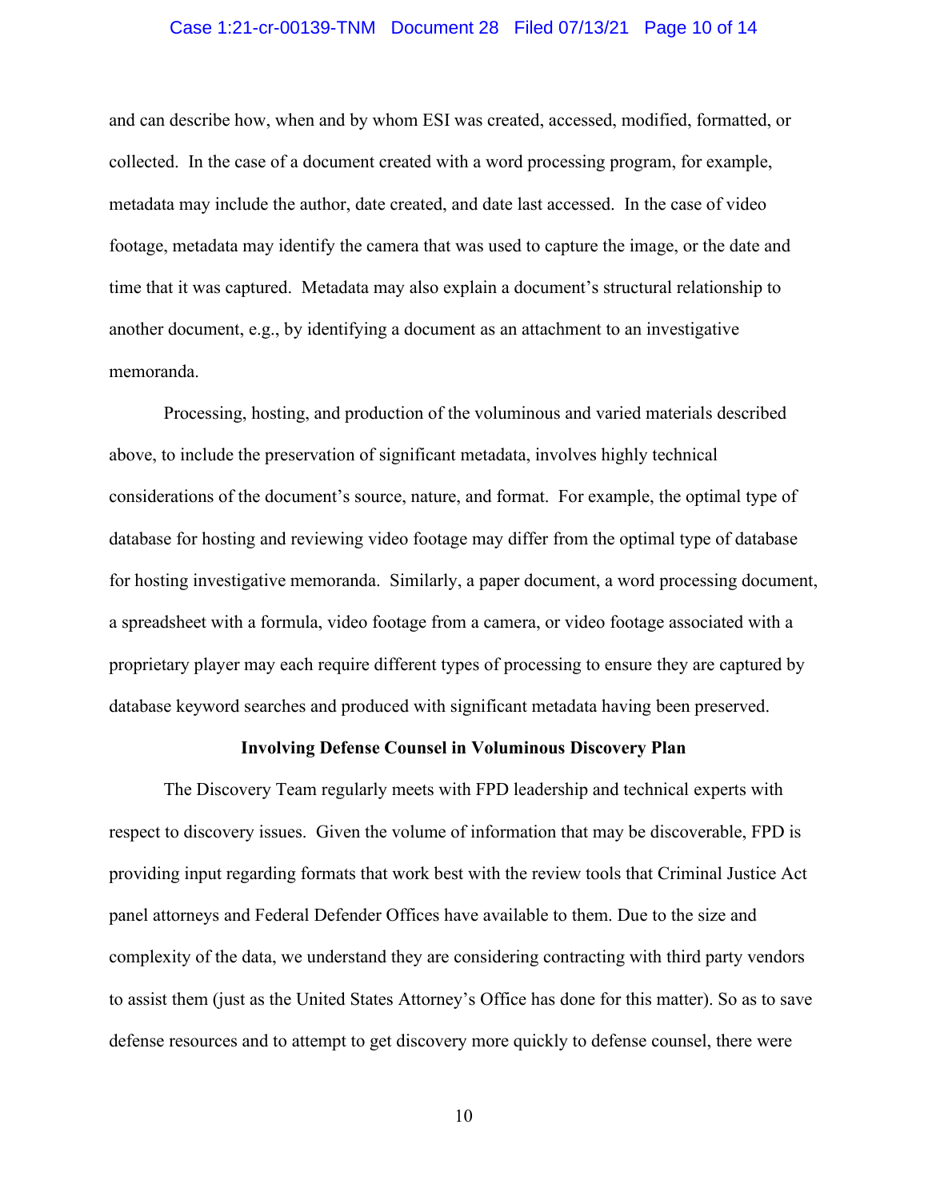and can describe how, when and by whom ESI was created, accessed, modified, formatted, or collected. In the case of a document created with a word processing program, for example, metadata may include the author, date created, and date last accessed. In the case of video footage, metadata may identify the camera that was used to capture the image, or the date and time that it was captured. Metadata may also explain a document's structural relationship to another document, e.g., by identifying a document as an attachment to an investigative memoranda.

Processing, hosting, and production of the voluminous and varied materials described above, to include the preservation of significant metadata, involves highly technical considerations of the document's source, nature, and format. For example, the optimal type of database for hosting and reviewing video footage may differ from the optimal type of database for hosting investigative memoranda. Similarly, a paper document, a word processing document, a spreadsheet with a formula, video footage from a camera, or video footage associated with a proprietary player may each require different types of processing to ensure they are captured by database keyword searches and produced with significant metadata having been preserved.

**Involving Defense Counsel in Voluminous Discovery Plan**

The Discovery Team regularly meets with FPD leadership and technical experts with respect to discovery issues. Given the volume of information that may be discoverable, FPD is providing input regarding formats that work best with the review tools that Criminal Justice Act panel attorneys and Federal Defender Offices have available to them. Due to the size and complexity of the data, we understand they are considering contracting with third party vendors to assist them (just as the United States Attorney's Office has done for this matter). So as to save defense resources and to attempt to get discovery more quickly to defense counsel, there were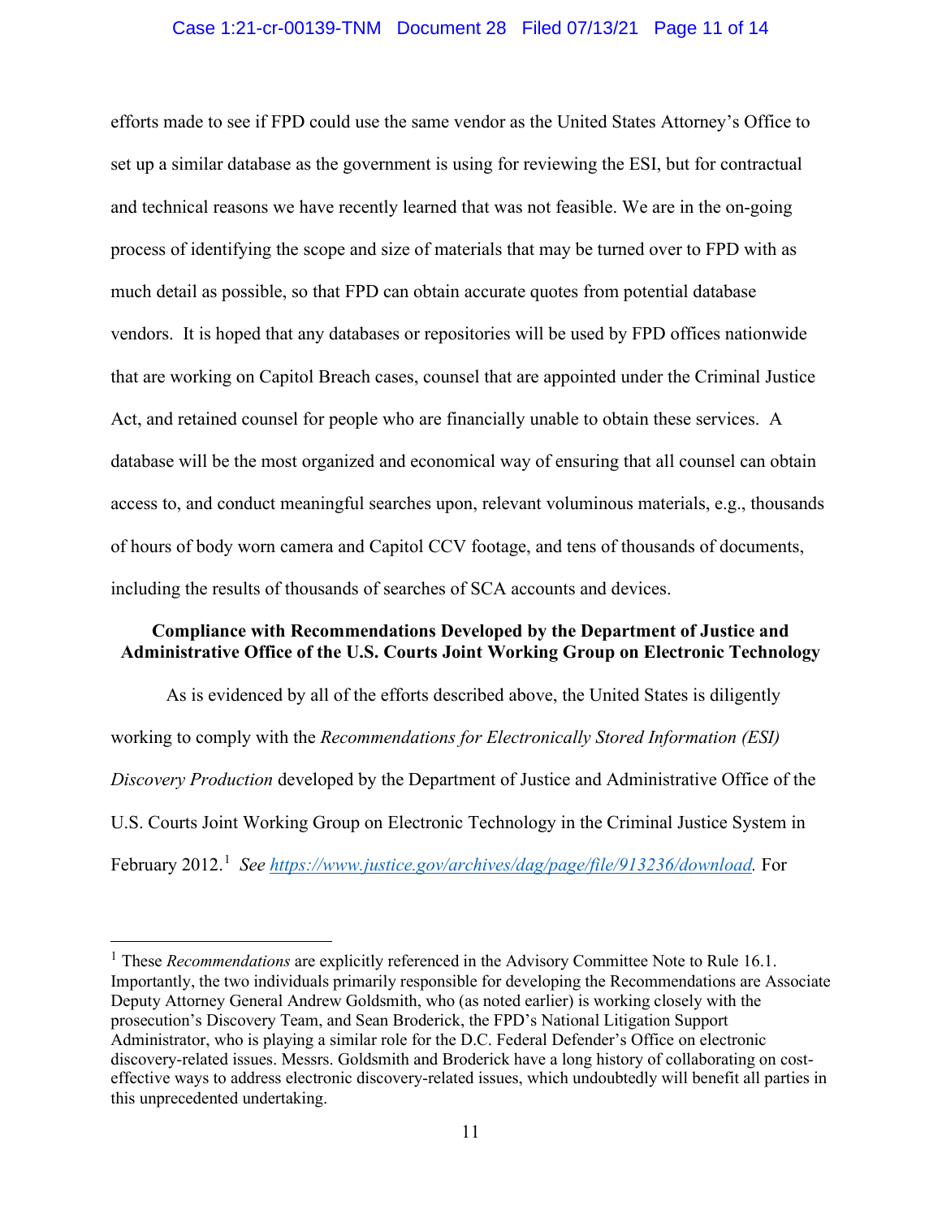efforts made to see if FPD could use the same vendor as the United States Attorney's Office to set up a similar database as the government is using for reviewing the ESI, but for contractual and technical reasons we have recently learned that was not feasible. We are in the on-going process of identifying the scope and size of materials that may be turned over to FPD with as much detail as possible, so that FPD can obtain accurate quotes from potential database vendors. It is hoped that any databases or repositories will be used by FPD offices nationwide that are working on Capitol Breach cases, counsel that are appointed under the Criminal Justice Act, and retained counsel for people who are financially unable to obtain these services. A database will be the most organized and economical way of ensuring that all counsel can obtain access to, and conduct meaningful searches upon, relevant voluminous materials, e.g., thousands of hours of body worn camera and Capitol CCV footage, and tens of thousands of documents, including the results of thousands of searches of SCA accounts and devices.

**Compliance with Recommendations Developed by the Department of Justice and Administrative Office of the U.S. Courts Joint Working Group on Electronic Technology**

As is evidenced by all of the efforts described above, the United States is diligently working to comply with the *Recommendations for Electronically Stored Information (ESI) Discovery Production* developed by the Department of Justice and Administrative Office of the U.S. Courts Joint Working Group on Electronic Technology in the Criminal Justice System in February 2012.[1] *See* https://www.justice.gov/archives/dag/page/file/913236/download. For

---

[1] These *Recommendations* are explicitly referenced in the Advisory Committee Note to Rule 16.1. Importantly, the two individuals primarily responsible for developing the Recommendations are Associate Deputy Attorney General Andrew Goldsmith, who (as noted earlier) is working closely with the prosecution's Discovery Team, and Sean Broderick, the FPD's National Litigation Support Administrator, who is playing a similar role for the D.C. Federal Defender's Office on electronic discovery-related issues. Messrs. Goldsmith and Broderick have a long history of collaborating on cost-effective ways to address electronic discovery-related issues, which undoubtedly will benefit all parties in this unprecedented undertaking.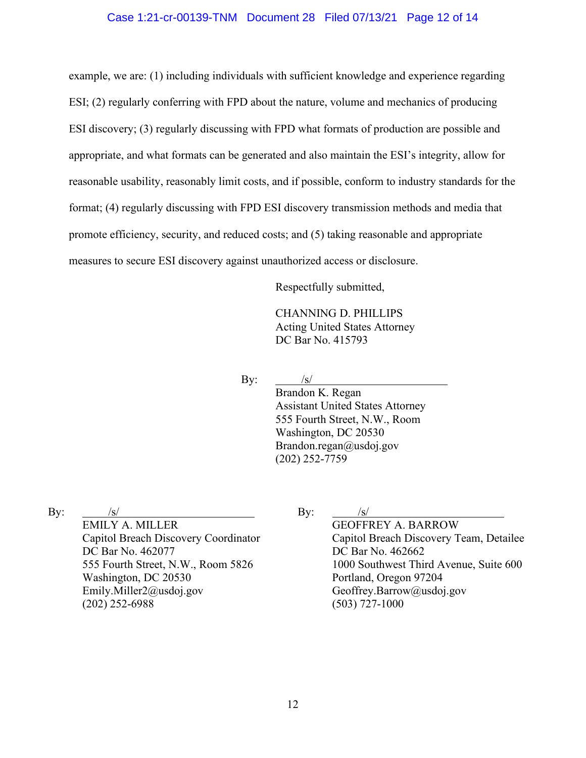example, we are: (1) including individuals with sufficient knowledge and experience regarding ESI; (2) regularly conferring with FPD about the nature, volume and mechanics of producing ESI discovery; (3) regularly discussing with FPD what formats of production are possible and appropriate, and what formats can be generated and also maintain the ESI's integrity, allow for reasonable usability, reasonably limit costs, and if possible, conform to industry standards for the format; (4) regularly discussing with FPD ESI discovery transmission methods and media that promote efficiency, security, and reduced costs; and (5) taking reasonable and appropriate measures to secure ESI discovery against unauthorized access or disclosure.

Respectfully submitted,

CHANNING D. PHILLIPS
Acting United States Attorney
DC Bar No. 415793

By: /s/
Brandon K. Regan
Assistant United States Attorney
555 Fourth Street, N.W., Room
Washington, DC 20530
Brandon.regan@usdoj.gov
(202) 252-7759

By: /s/
EMILY A. MILLER
Capitol Breach Discovery Coordinator
DC Bar No. 462077
555 Fourth Street, N.W., Room 5826
Washington, DC 20530
Emily.Miller2@usdoj.gov
(202) 252-6988

By: /s/
GEOFFREY A. BARROW
Capitol Breach Discovery Team, Detailee
DC Bar No. 462662
1000 Southwest Third Avenue, Suite 600
Portland, Oregon 97204
Geoffrey.Barrow@usdoj.gov
(503) 727-1000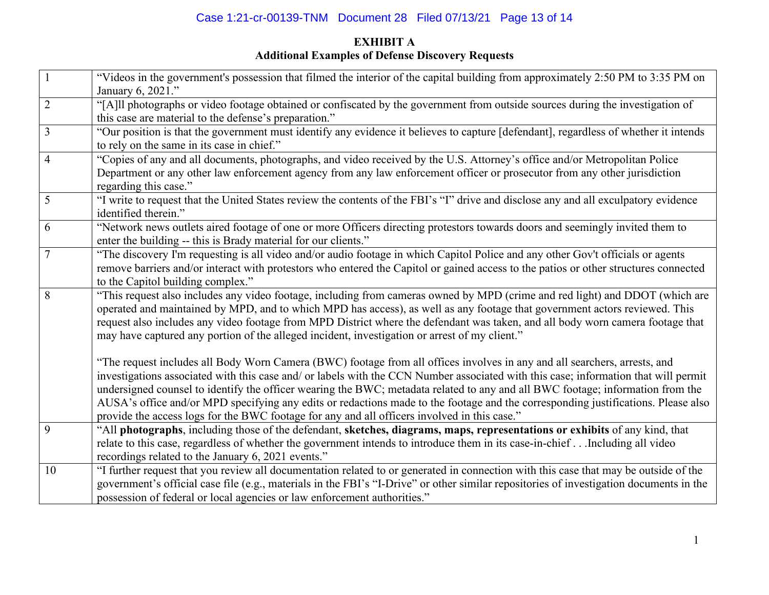**EXHIBIT A**
**Additional Examples of Defense Discovery Requests**

| | |
|---|---|
| 1 | "Videos in the government's possession that filmed the interior of the capital building from approximately 2:50 PM to 3:35 PM on January 6, 2021." |
| 2 | "[A]ll photographs or video footage obtained or confiscated by the government from outside sources during the investigation of this case are material to the defense's preparation." |
| 3 | "Our position is that the government must identify any evidence it believes to capture [defendant], regardless of whether it intends to rely on the same in its case in chief." |
| 4 | "Copies of any and all documents, photographs, and video received by the U.S. Attorney's office and/or Metropolitan Police Department or any other law enforcement agency from any law enforcement officer or prosecutor from any other jurisdiction regarding this case." |
| 5 | "I write to request that the United States review the contents of the FBI's "I" drive and disclose any and all exculpatory evidence identified therein." |
| 6 | "Network news outlets aired footage of one or more Officers directing protestors towards doors and seemingly invited them to enter the building -- this is Brady material for our clients." |
| 7 | "The discovery I'm requesting is all video and/or audio footage in which Capitol Police and any other Gov't officials or agents remove barriers and/or interact with protestors who entered the Capitol or gained access to the patios or other structures connected to the Capitol building complex." |
| 8 | "This request also includes any video footage, including from cameras owned by MPD (crime and red light) and DDOT (which are operated and maintained by MPD, and to which MPD has access), as well as any footage that government actors reviewed. This request also includes any video footage from MPD District where the defendant was taken, and all body worn camera footage that may have captured any portion of the alleged incident, investigation or arrest of my client." <br><br> "The request includes all Body Worn Camera (BWC) footage from all offices involves in any and all searchers, arrests, and investigations associated with this case and/ or labels with the CCN Number associated with this case; information that will permit undersigned counsel to identify the officer wearing the BWC; metadata related to any and all BWC footage; information from the AUSA's office and/or MPD specifying any edits or redactions made to the footage and the corresponding justifications. Please also provide the access logs for the BWC footage for any and all officers involved in this case." |
| 9 | "All **photographs**, including those of the defendant, **sketches, diagrams, maps, representations or exhibits** of any kind, that relate to this case, regardless of whether the government intends to introduce them in its case-in-chief . . .Including all video recordings related to the January 6, 2021 events." |
| 10 | "I further request that you review all documentation related to or generated in connection with this case that may be outside of the government's official case file (e.g., materials in the FBI's "I-Drive" or other similar repositories of investigation documents in the possession of federal or local agencies or law enforcement authorities." |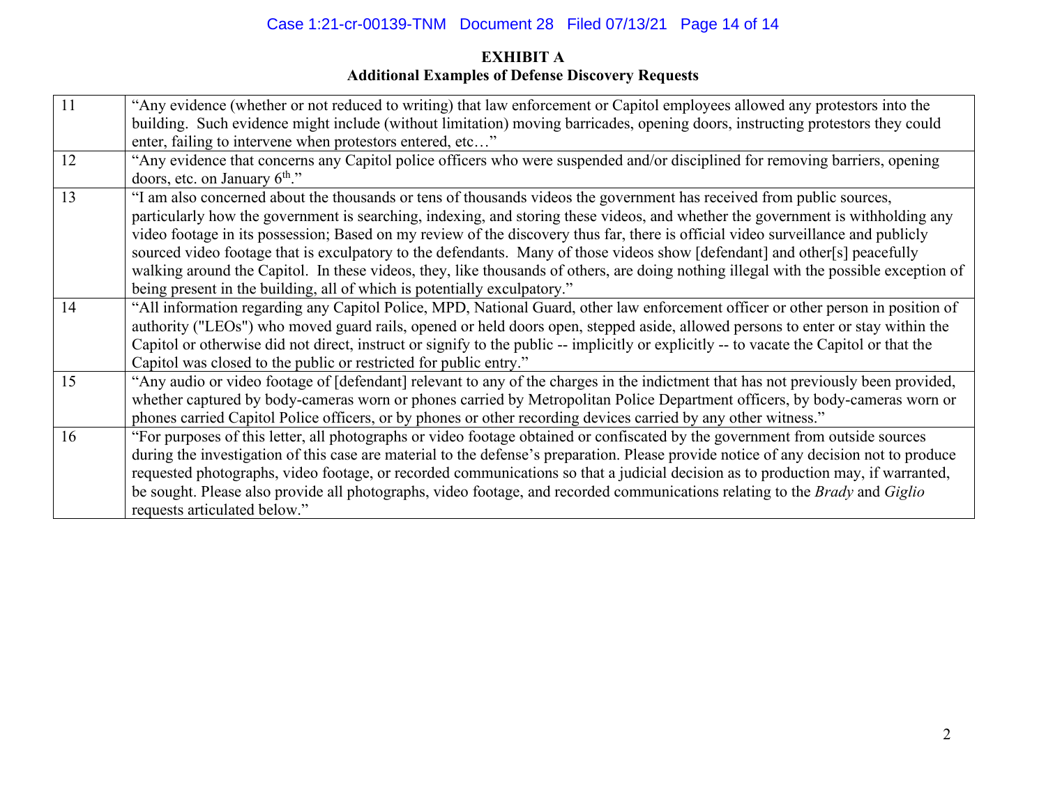**EXHIBIT A**
**Additional Examples of Defense Discovery Requests**

| | |
|---|---|
| 11 | "Any evidence (whether or not reduced to writing) that law enforcement or Capitol employees allowed any protestors into the building. Such evidence might include (without limitation) moving barricades, opening doors, instructing protestors they could enter, failing to intervene when protestors entered, etc…" |
| 12 | "Any evidence that concerns any Capitol police officers who were suspended and/or disciplined for removing barriers, opening doors, etc. on January 6th." |
| 13 | "I am also concerned about the thousands or tens of thousands videos the government has received from public sources, particularly how the government is searching, indexing, and storing these videos, and whether the government is withholding any video footage in its possession; Based on my review of the discovery thus far, there is official video surveillance and publicly sourced video footage that is exculpatory to the defendants. Many of those videos show [defendant] and other[s] peacefully walking around the Capitol. In these videos, they, like thousands of others, are doing nothing illegal with the possible exception of being present in the building, all of which is potentially exculpatory." |
| 14 | "All information regarding any Capitol Police, MPD, National Guard, other law enforcement officer or other person in position of authority ("LEOs") who moved guard rails, opened or held doors open, stepped aside, allowed persons to enter or stay within the Capitol or otherwise did not direct, instruct or signify to the public -- implicitly or explicitly -- to vacate the Capitol or that the Capitol was closed to the public or restricted for public entry." |
| 15 | "Any audio or video footage of [defendant] relevant to any of the charges in the indictment that has not previously been provided, whether captured by body-cameras worn or phones carried by Metropolitan Police Department officers, by body-cameras worn or phones carried Capitol Police officers, or by phones or other recording devices carried by any other witness." |
| 16 | "For purposes of this letter, all photographs or video footage obtained or confiscated by the government from outside sources during the investigation of this case are material to the defense's preparation. Please provide notice of any decision not to produce requested photographs, video footage, or recorded communications so that a judicial decision as to production may, if warranted, be sought. Please also provide all photographs, video footage, and recorded communications relating to the *Brady* and *Giglio* requests articulated below." |